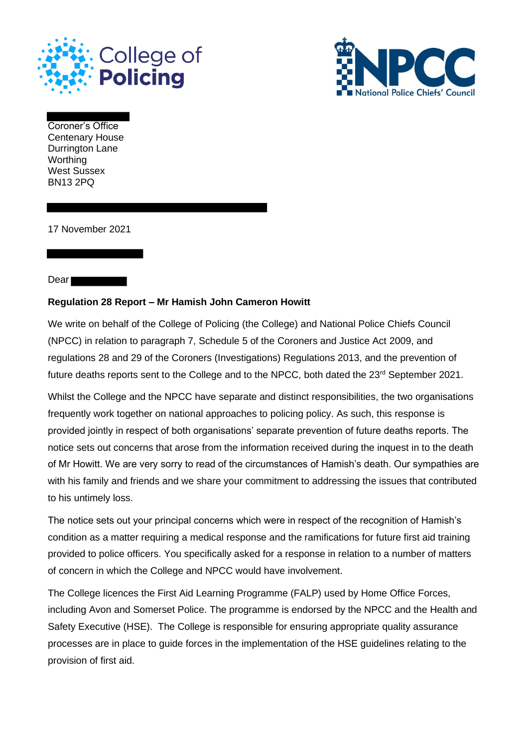Coroner's Office
Centenary House
Durrington Lane
Worthing
West Sussex
BN13 2PQ

17 November 2021

Dear

**Regulation 28 Report – Mr Hamish John Cameron Howitt**

We write on behalf of the College of Policing (the College) and National Police Chiefs Council (NPCC) in relation to paragraph 7, Schedule 5 of the Coroners and Justice Act 2009, and regulations 28 and 29 of the Coroners (Investigations) Regulations 2013, and the prevention of future deaths reports sent to the College and to the NPCC, both dated the 23rd September 2021.

Whilst the College and the NPCC have separate and distinct responsibilities, the two organisations frequently work together on national approaches to policing policy. As such, this response is provided jointly in respect of both organisations' separate prevention of future deaths reports. The notice sets out concerns that arose from the information received during the inquest in to the death of Mr Howitt. We are very sorry to read of the circumstances of Hamish's death. Our sympathies are with his family and friends and we share your commitment to addressing the issues that contributed to his untimely loss.

The notice sets out your principal concerns which were in respect of the recognition of Hamish's condition as a matter requiring a medical response and the ramifications for future first aid training provided to police officers. You specifically asked for a response in relation to a number of matters of concern in which the College and NPCC would have involvement.

The College licences the First Aid Learning Programme (FALP) used by Home Office Forces, including Avon and Somerset Police. The programme is endorsed by the NPCC and the Health and Safety Executive (HSE). The College is responsible for ensuring appropriate quality assurance processes are in place to guide forces in the implementation of the HSE guidelines relating to the provision of first aid.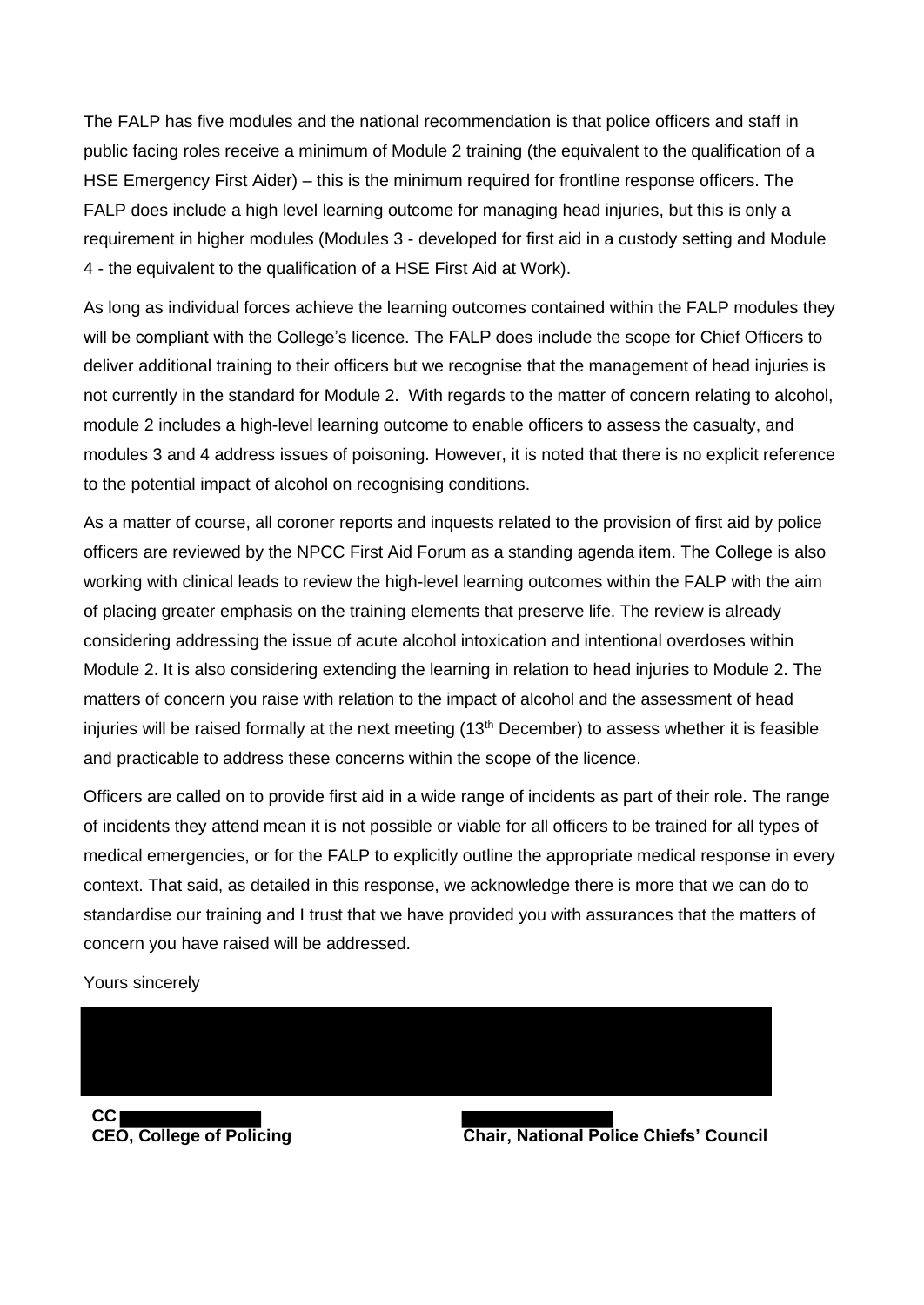The FALP has five modules and the national recommendation is that police officers and staff in public facing roles receive a minimum of Module 2 training (the equivalent to the qualification of a HSE Emergency First Aider) – this is the minimum required for frontline response officers. The FALP does include a high level learning outcome for managing head injuries, but this is only a requirement in higher modules (Modules 3 - developed for first aid in a custody setting and Module 4 - the equivalent to the qualification of a HSE First Aid at Work).

As long as individual forces achieve the learning outcomes contained within the FALP modules they will be compliant with the College's licence. The FALP does include the scope for Chief Officers to deliver additional training to their officers but we recognise that the management of head injuries is not currently in the standard for Module 2. With regards to the matter of concern relating to alcohol, module 2 includes a high-level learning outcome to enable officers to assess the casualty, and modules 3 and 4 address issues of poisoning. However, it is noted that there is no explicit reference to the potential impact of alcohol on recognising conditions.

As a matter of course, all coroner reports and inquests related to the provision of first aid by police officers are reviewed by the NPCC First Aid Forum as a standing agenda item. The College is also working with clinical leads to review the high-level learning outcomes within the FALP with the aim of placing greater emphasis on the training elements that preserve life. The review is already considering addressing the issue of acute alcohol intoxication and intentional overdoses within Module 2. It is also considering extending the learning in relation to head injuries to Module 2. The matters of concern you raise with relation to the impact of alcohol and the assessment of head injuries will be raised formally at the next meeting (13th December) to assess whether it is feasible and practicable to address these concerns within the scope of the licence.

Officers are called on to provide first aid in a wide range of incidents as part of their role. The range of incidents they attend mean it is not possible or viable for all officers to be trained for all types of medical emergencies, or for the FALP to explicitly outline the appropriate medical response in every context. That said, as detailed in this response, we acknowledge there is more that we can do to standardise our training and I trust that we have provided you with assurances that the matters of concern you have raised will be addressed.

Yours sincerely

**CC**
**CEO, College of Policing**

**Chair, National Police Chiefs' Council**